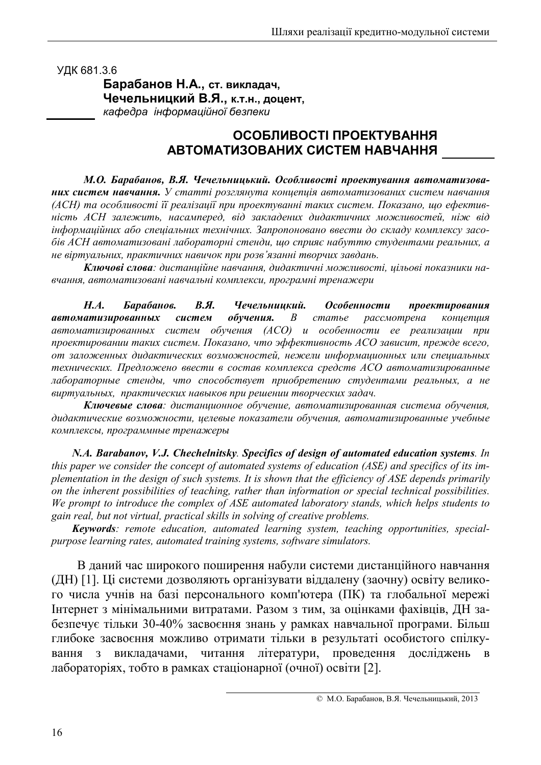УДК 681.3.6

**Барабанов Н.А., ст. викладач,**
**Чечельницкий В.Я., к.т.н., доцент,**
*кафедра інформаційної безпеки*

# ОСОБЛИВОСТІ ПРОЕКТУВАННЯ АВТОМАТИЗОВАНИХ СИСТЕМ НАВЧАННЯ

***М.О. Барабанов, В.Я. Чечельницький. Особливості проектування автоматизованих систем навчання.*** *У статті розглянута концепція автоматизованих систем навчання (АСН) та особливості її реалізації при проектуванні таких систем. Показано, що ефективність АСН залежить, насамперед, від закладених дидактичних можливостей, ніж від інформаційних або спеціальних технічних. Запропоновано ввести до складу комплексу засобів АСН автоматизовані лабораторні стенди, що сприяє набуттю студентами реальних, а не віртуальних, практичних навичок при розв'язанні творчих завдань.*

***Ключові слова****: дистанційне навчання, дидактичні можливості, цільові показники навчання, автоматизовані навчальні комплекси, програмні тренажери*

***Н.А. Барабанов. В.Я. Чечельницкий. Особенности проектирования автоматизированных систем обучения.*** *В статье рассмотрена концепция автоматизированных систем обучения (АСО) и особенности ее реализации при проектировании таких систем. Показано, что эффективность АСО зависит, прежде всего, от заложенных дидактических возможностей, нежели информационных или специальных технических. Предложено ввести в состав комплекса средств АСО автоматизированные лабораторные стенды, что способствует приобретению студентами реальных, а не виртуальных, практических навыков при решении творческих задач.*

***Ключевые слова****: дистанционное обучение, автоматизированная система обучения, дидактические возможности, целевые показатели обучения, автоматизированные учебные комплексы, программные тренажеры*

***N.A. Barabanov, V.J. Chechelnitsky. Specifics of design of automated education systems.*** *In this paper we consider the concept of automated systems of education (ASE) and specifics of its implementation in the design of such systems. It is shown that the efficiency of ASE depends primarily on the inherent possibilities of teaching, rather than information or special technical possibilities. We prompt to introduce the complex of ASE automated laboratory stands, which helps students to gain real, but not virtual, practical skills in solving of creative problems.*

***Keywords****: remote education, automated learning system, teaching opportunities, special-purpose learning rates, automated training systems, software simulators.*

В даний час широкого поширення набули системи дистанційного навчання (ДН) [1]. Ці системи дозволяють організувати віддалену (заочну) освіту великого числа учнів на базі персонального комп'ютера (ПК) та глобальної мережі Інтернет з мінімальними витратами. Разом з тим, за оцінками фахівців, ДН забезпечує тільки 30-40% засвоєння знань у рамках навчальної програми. Більш глибоке засвоєння можливо отримати тільки в результаті особистого спілкування з викладачами, читання літератури, проведення досліджень в лабораторіях, тобто в рамках стаціонарної (очної) освіти [2].

© М.О. Барабанов, В.Я. Чечельницький, 2013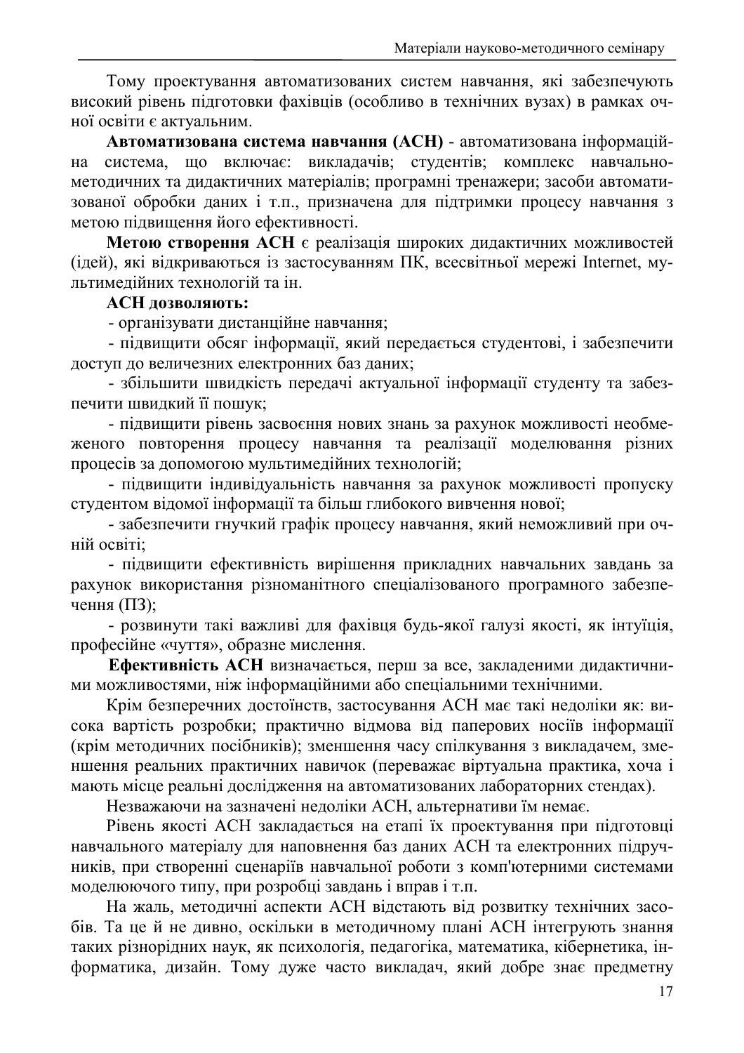Тому проектування автоматизованих систем навчання, які забезпечують високий рівень підготовки фахівців (особливо в технічних вузах) в рамках очної освіти є актуальним.

**Автоматизована система навчання (АСН)** - автоматизована інформаційна система, що включає: викладачів; студентів; комплекс навчально-методичних та дидактичних матеріалів; програмні тренажери; засоби автоматизованої обробки даних і т.п., призначена для підтримки процесу навчання з метою підвищення його ефективності.

**Метою створення АСН** є реалізація широких дидактичних можливостей (ідей), які відкриваються із застосуванням ПК, всесвітньої мережі Internet, мультимедійних технологій та ін.

**АСН дозволяють:**

- організувати дистанційне навчання;
- підвищити обсяг інформації, який передається студентові, і забезпечити доступ до величезних електронних баз даних;
- збільшити швидкість передачі актуальної інформації студенту та забезпечити швидкий її пошук;
- підвищити рівень засвоєння нових знань за рахунок можливості необмеженого повторення процесу навчання та реалізації моделювання різних процесів за допомогою мультимедійних технологій;
- підвищити індивідуальність навчання за рахунок можливості пропуску студентом відомої інформації та більш глибокого вивчення нової;
- забезпечити гнучкий графік процесу навчання, який неможливий при очній освіті;
- підвищити ефективність вирішення прикладних навчальних завдань за рахунок використання різноманітного спеціалізованого програмного забезпечення (ПЗ);
- розвинути такі важливі для фахівця будь-якої галузі якості, як інтуїція, професійне «чуття», образне мислення.

**Ефективність АСН** визначається, перш за все, закладеними дидактичними можливостями, ніж інформаційними або спеціальними технічними.

Крім безперечних достоїнств, застосування АСН має такі недоліки як: висока вартість розробки; практично відмова від паперових носіїв інформації (крім методичних посібників); зменшення часу спілкування з викладачем, зменшення реальних практичних навичок (переважає віртуальна практика, хоча і мають місце реальні дослідження на автоматизованих лабораторних стендах).

Незважаючи на зазначені недоліки АСН, альтернативи їм немає.

Рівень якості АСН закладається на етапі їх проектування при підготовці навчального матеріалу для наповнення баз даних АСН та електронних підручників, при створенні сценаріїв навчальної роботи з комп'ютерними системами моделюючого типу, при розробці завдань і вправ і т.п.

На жаль, методичні аспекти АСН відстають від розвитку технічних засобів. Та це й не дивно, оскільки в методичному плані АСН інтегрують знання таких різнорідних наук, як психологія, педагогіка, математика, кібернетика, інформатика, дизайн. Тому дуже часто викладач, який добре знає предметну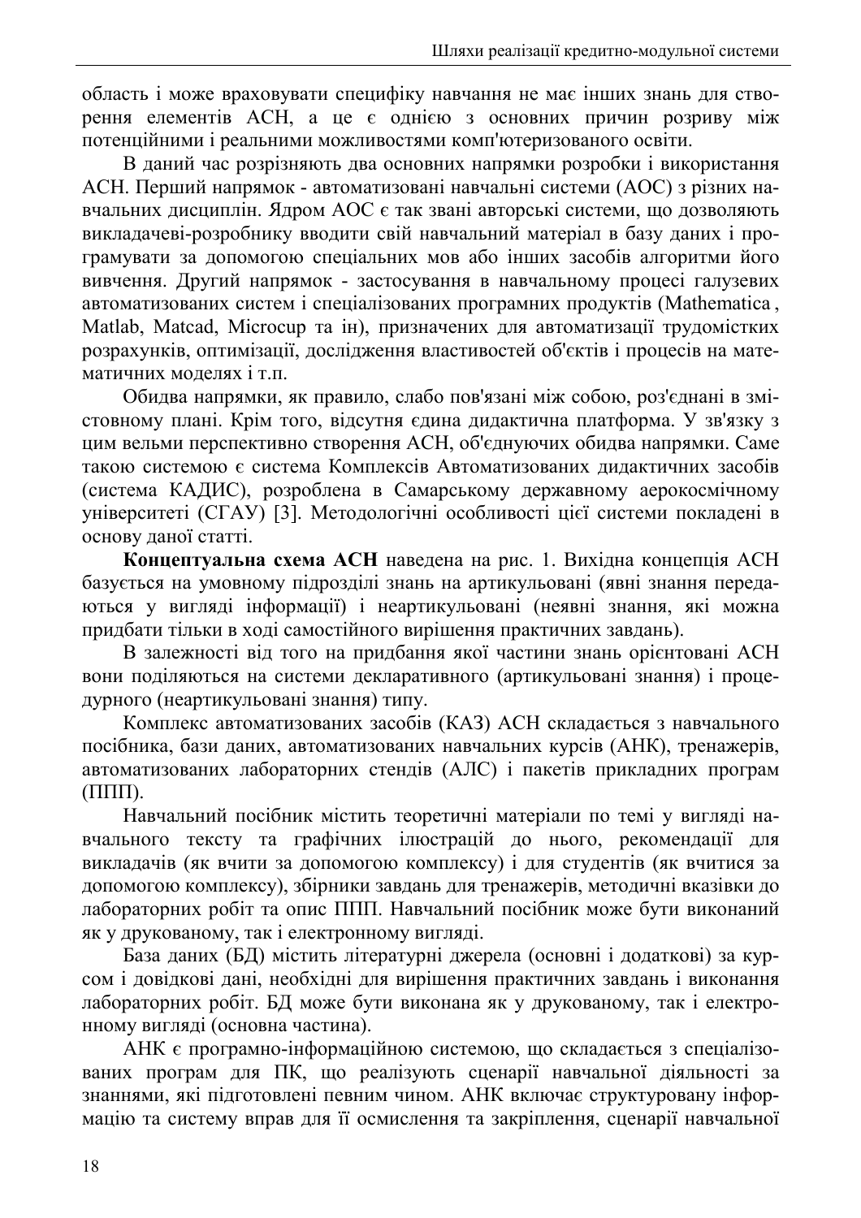область і може враховувати специфіку навчання не має інших знань для створення елементів АСН, а це є однією з основних причин розриву між потенційними і реальними можливостями комп'ютеризованого освіти.

В даний час розрізняють два основних напрямки розробки і використання АСН. Перший напрямок - автоматизовані навчальні системи (АОС) з різних навчальних дисциплін. Ядром АОС є так звані авторські системи, що дозволяють викладачеві-розробнику вводити свій навчальний матеріал в базу даних і програмувати за допомогою спеціальних мов або інших засобів алгоритми його вивчення. Другий напрямок - застосування в навчальному процесі галузевих автоматизованих систем і спеціалізованих програмних продуктів (Mathematica , Matlab, Matcad, Microcup та ін), призначених для автоматизації трудомістких розрахунків, оптимізації, дослідження властивостей об'єктів і процесів на математичних моделях і т.п.

Обидва напрямки, як правило, слабо пов'язані між собою, роз'єднані в змістовному плані. Крім того, відсутня єдина дидактична платформа. У зв'язку з цим вельми перспективно створення АСН, об'єднуючих обидва напрямки. Саме такою системою є система Комплексів Автоматизованих дидактичних засобів (система КАДИС), розроблена в Самарському державному аерокосмічному університеті (СГАУ) [3]. Методологічні особливості цієї системи покладені в основу даної статті.

**Концептуальна схема АСН** наведена на рис. 1. Вихідна концепція АСН базується на умовному підрозділі знань на артикульовані (явні знання передаються у вигляді інформації) і неартикульовані (неявні знання, які можна придбати тільки в ході самостійного вирішення практичних завдань).

В залежності від того на придбання якої частини знань орієнтовані АСН вони поділяються на системи декларативного (артикульовані знання) і процедурного (неартикульовані знання) типу.

Комплекс автоматизованих засобів (КАЗ) АСН складається з навчального посібника, бази даних, автоматизованих навчальних курсів (АНК), тренажерів, автоматизованих лабораторних стендів (АЛС) і пакетів прикладних програм (ППП).

Навчальний посібник містить теоретичні матеріали по темі у вигляді навчального тексту та графічних ілюстрацій до нього, рекомендації для викладачів (як вчити за допомогою комплексу) і для студентів (як вчитися за допомогою комплексу), збірники завдань для тренажерів, методичні вказівки до лабораторних робіт та опис ППП. Навчальний посібник може бути виконаний як у друкованому, так і електронному вигляді.

База даних (БД) містить літературні джерела (основні і додаткові) за курсом і довідкові дані, необхідні для вирішення практичних завдань і виконання лабораторних робіт. БД може бути виконана як у друкованому, так і електронному вигляді (основна частина).

АНК є програмно-інформаційною системою, що складається з спеціалізованих програм для ПК, що реалізують сценарії навчальної діяльності за знаннями, які підготовлені певним чином. АНК включає структуровану інформацію та систему вправ для її осмислення та закріплення, сценарії навчальної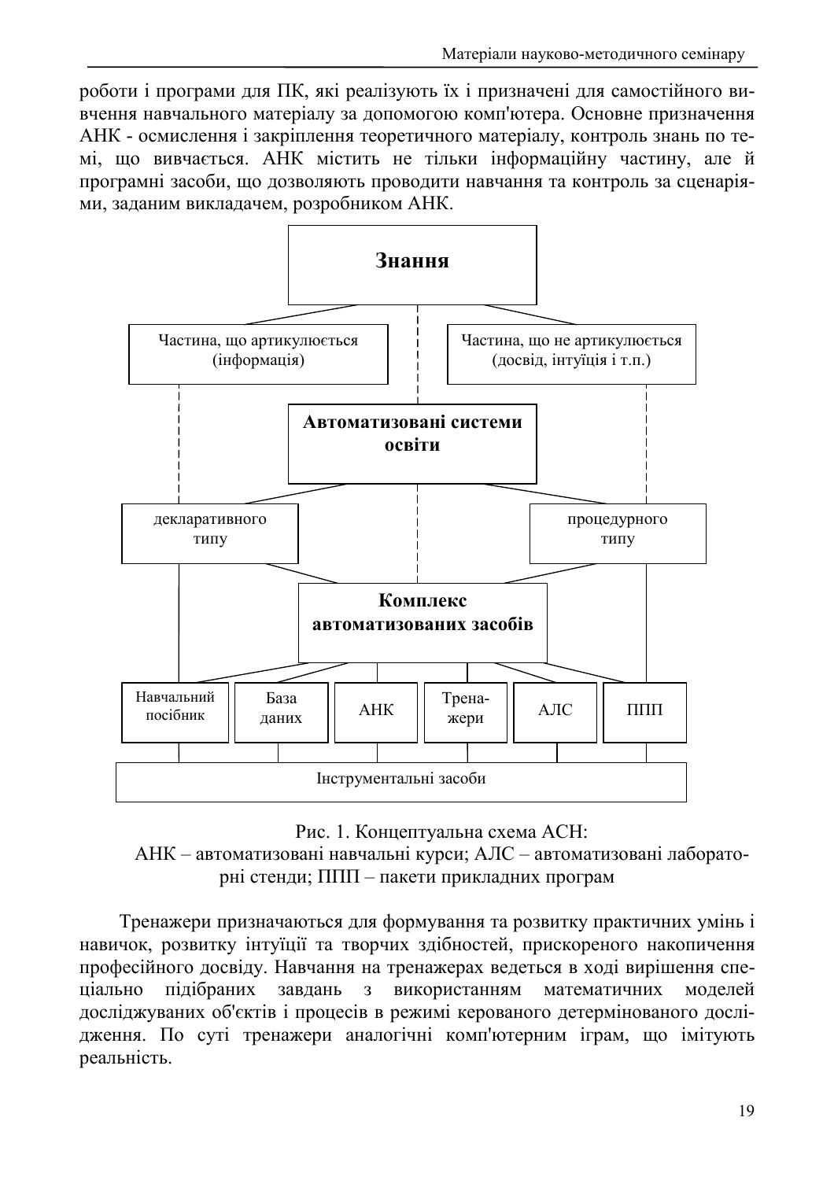роботи і програми для ПК, які реалізують їх і призначені для самостійного вивчення навчального матеріалу за допомогою комп'ютера. Основне призначення АНК - осмислення і закріплення теоретичного матеріалу, контроль знань по темі, що вивчається. АНК містить не тільки інформаційну частину, але й програмні засоби, що дозволяють проводити навчання та контроль за сценаріями, заданим викладачем, розробником АНК.

**Знання**

Частина, що артикулюється (інформація)

Частина, що не артикулюється (досвід, інтуїція і т.п.)

**Автоматизовані системи освіти**

декларативного типу

процедурного типу

**Комплекс автоматизованих засобів**

Навчальний посібник | База даних | АНК | Тренажери | АЛС | ППП

Інструментальні засоби

Рис. 1. Концептуальна схема АСН:
АНК – автоматизовані навчальні курси; АЛС – автоматизовані лабораторні стенди; ППП – пакети прикладних програм

Тренажери призначаються для формування та розвитку практичних умінь і навичок, розвитку інтуїції та творчих здібностей, прискореного накопичення професійного досвіду. Навчання на тренажерах ведеться в ході вирішення спеціально підібраних завдань з використанням математичних моделей досліджуваних об'єктів і процесів в режимі керованого детермінованого дослідження. По суті тренажери аналогічні комп'ютерним іграм, що імітують реальність.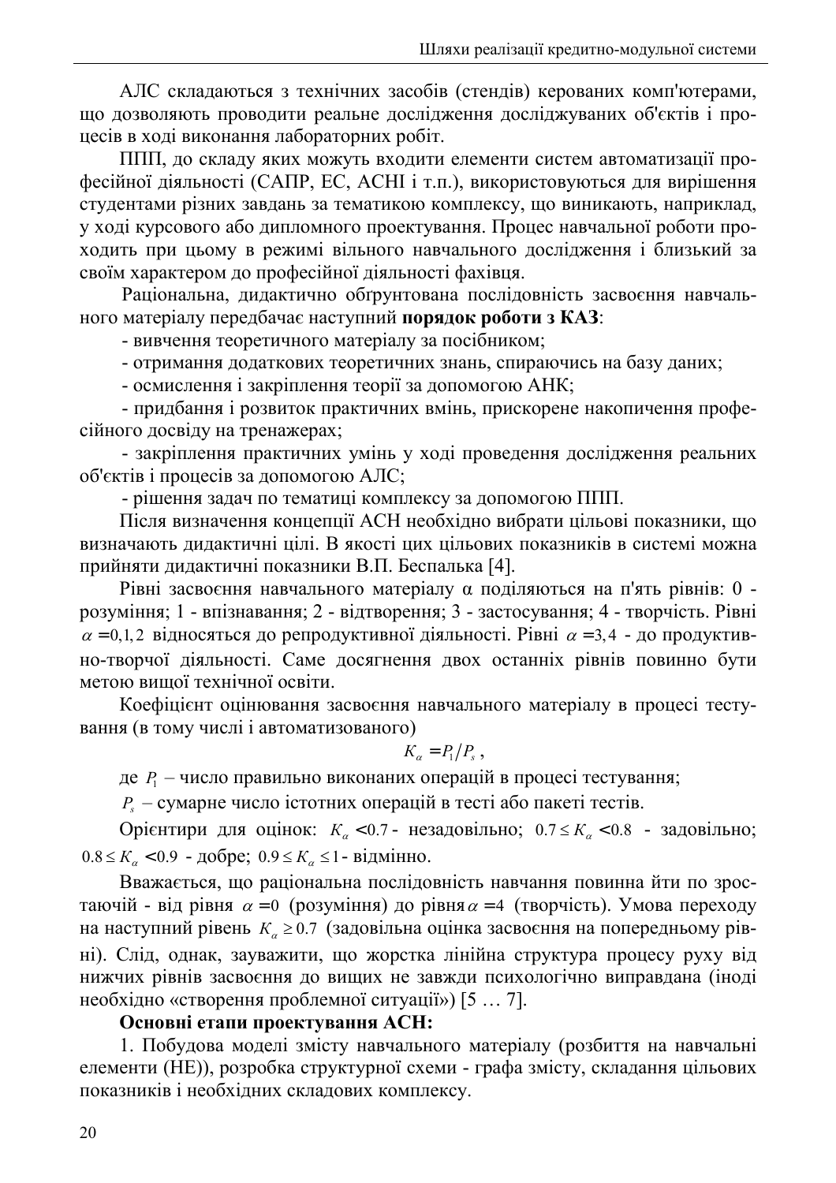АЛС складаються з технічних засобів (стендів) керованих комп'ютерами, що дозволяють проводити реальне дослідження досліджуваних об'єктів і процесів в ході виконання лабораторних робіт.

ППП, до складу яких можуть входити елементи систем автоматизації професійної діяльності (САПР, ЕС, АСНІ і т.п.), використовуються для вирішення студентами різних завдань за тематикою комплексу, що виникають, наприклад, у ході курсового або дипломного проектування. Процес навчальної роботи проходить при цьому в режимі вільного навчального дослідження і близький за своїм характером до професійної діяльності фахівця.

Раціональна, дидактично обґрунтована послідовність засвоєння навчального матеріалу передбачає наступний **порядок роботи з КАЗ**:

- вивчення теоретичного матеріалу за посібником;
- отримання додаткових теоретичних знань, спираючись на базу даних;
- осмислення і закріплення теорії за допомогою АНК;
- придбання і розвиток практичних вмінь, прискорене накопичення професійного досвіду на тренажерах;
- закріплення практичних умінь у ході проведення дослідження реальних об'єктів і процесів за допомогою АЛС;
- рішення задач по тематиці комплексу за допомогою ППП.

Після визначення концепції АСН необхідно вибрати цільові показники, що визначають дидактичні цілі. В якості цих цільових показників в системі можна прийняти дидактичні показники В.П. Беспалька [4].

Рівні засвоєння навчального матеріалу α поділяються на п'ять рівнів: 0 - розуміння; 1 - впізнавання; 2 - відтворення; 3 - застосування; 4 - творчість. Рівні $\alpha = 0, 1, 2$ відносяться до репродуктивної діяльності. Рівні $\alpha = 3, 4$ - до продуктивно-творчої діяльності. Саме досягнення двох останніх рівнів повинно бути метою вищої технічної освіти.

Коефіцієнт оцінювання засвоєння навчального матеріалу в процесі тестування (в тому числі і автоматизованого)

$$K_\alpha = P_1 / P_s ,$$

де $P_1$ – число правильно виконаних операцій в процесі тестування;

$P_s$ – сумарне число істотних операцій в тесті або пакеті тестів.

Орієнтири для оцінок: $K_\alpha < 0.7$ - незадовільно; $0.7 \le K_\alpha < 0.8$ - задовільно; $0.8 \le K_\alpha < 0.9$ - добре; $0.9 \le K_\alpha \le 1$ - відмінно.

Вважається, що раціональна послідовність навчання повинна йти по зростаючій - від рівня $\alpha = 0$ (розуміння) до рівня $\alpha = 4$ (творчість). Умова переходу на наступний рівень $K_\alpha \ge 0.7$ (задовільна оцінка засвоєння на попередньому рівні). Слід, однак, зауважити, що жорстка лінійна структура процесу руху від нижчих рівнів засвоєння до вищих не завжди психологічно виправдана (іноді необхідно «створення проблемної ситуації») [5 … 7].

**Основні етапи проектування АСН:**

1. Побудова моделі змісту навчального матеріалу (розбиття на навчальні елементи (НЕ)), розробка структурної схеми - графа змісту, складання цільових показників і необхідних складових комплексу.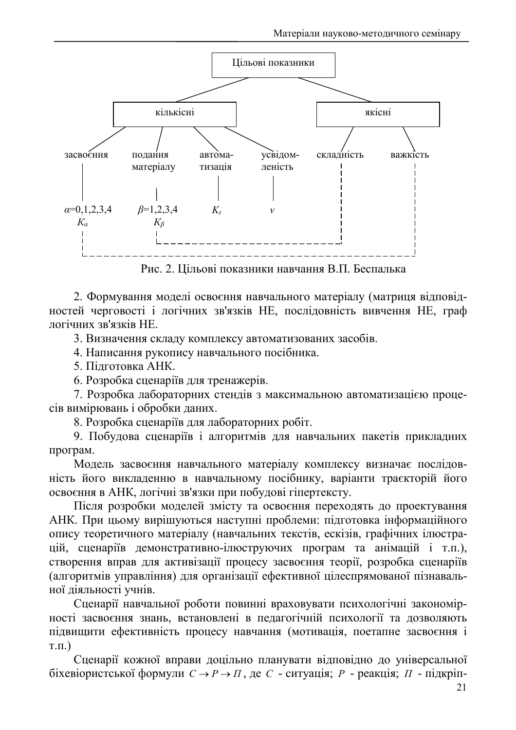Цільові показники

- кількісні
  - засвоєння: $\alpha=0,1,2,3,4$, $K_\alpha$
  - подання матеріалу: $\beta=1,2,3,4$, $K_\beta$
  - автоматизація: $K_t$
  - усвідомленість: $v$
- якісні
  - складність
  - важкість

Рис. 2. Цільові показники навчання В.П. Беспалька

2. Формування моделі освоєння навчального матеріалу (матриця відповідностей черговості і логічних зв'язків НЕ, послідовність вивчення НЕ, граф логічних зв'язків НЕ.

3. Визначення складу комплексу автоматизованих засобів.

4. Написання рукопису навчального посібника.

5. Підготовка АНК.

6. Розробка сценаріїв для тренажерів.

7. Розробка лабораторних стендів з максимальною автоматизацією процесів вимірювань і обробки даних.

8. Розробка сценаріїв для лабораторних робіт.

9. Побудова сценаріїв і алгоритмів для навчальних пакетів прикладних програм.

Модель засвоєння навчального матеріалу комплексу визначає послідовність його викладенню в навчальному посібнику, варіанти траєкторій його освоєння в АНК, логічні зв'язки при побудові гіпертексту.

Після розробки моделей змісту та освоєння переходять до проектування АНК. При цьому вирішуються наступні проблеми: підготовка інформаційного опису теоретичного матеріалу (навчальних текстів, ескізів, графічних ілюстрацій, сценаріїв демонстративно-ілюструючих програм та анімацій і т.п.), створення вправ для активізації процесу засвоєння теорії, розробка сценаріїв (алгоритмів управління) для організації ефективної цілеспрямованої пізнавальної діяльності учнів.

Сценарії навчальної роботи повинні враховувати психологічні закономірності засвоєння знань, встановлені в педагогічній психології та дозволяють підвищити ефективність процесу навчання (мотивація, поетапне засвоєння і т.п.)

Сценарії кожної вправи доцільно планувати відповідно до універсальної біхевіористської формули $C \rightarrow P \rightarrow П$, де $C$ - ситуація; $P$ - реакція; $П$ - підкріп-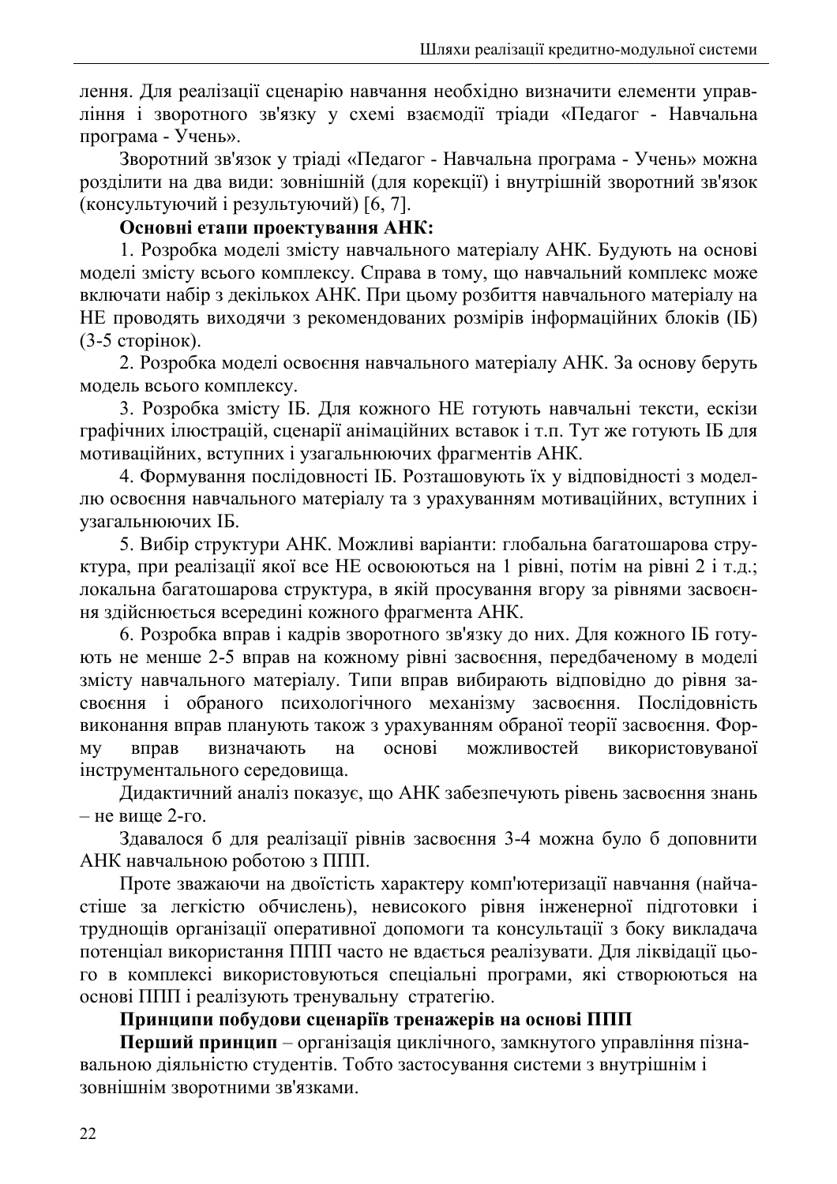лення. Для реалізації сценарію навчання необхідно визначити елементи управління і зворотного зв'язку у схемі взаємодії тріади «Педагог - Навчальна програма - Учень».

Зворотний зв'язок у тріаді «Педагог - Навчальна програма - Учень» можна розділити на два види: зовнішній (для корекції) і внутрішній зворотний зв'язок (консультуючий і результуючий) [6, 7].

**Основні етапи проектування АНК:**

1. Розробка моделі змісту навчального матеріалу АНК. Будують на основі моделі змісту всього комплексу. Справа в тому, що навчальний комплекс може включати набір з декількох АНК. При цьому розбиття навчального матеріалу на НЕ проводять виходячи з рекомендованих розмірів інформаційних блоків (ІБ) (3-5 сторінок).

2. Розробка моделі освоєння навчального матеріалу АНК. За основу беруть модель всього комплексу.

3. Розробка змісту ІБ. Для кожного НЕ готують навчальні тексти, ескізи графічних ілюстрацій, сценарії анімаційних вставок і т.п. Тут же готують ІБ для мотиваційних, вступних і узагальнюючих фрагментів АНК.

4. Формування послідовності ІБ. Розташовують їх у відповідності з моделлю освоєння навчального матеріалу та з урахуванням мотиваційних, вступних і узагальнюючих ІБ.

5. Вибір структури АНК. Можливі варіанти: глобальна багатошарова структура, при реалізації якої все НЕ освоюються на 1 рівні, потім на рівні 2 і т.д.; локальна багатошарова структура, в якій просування вгору за рівнями засвоєння здійснюється всередині кожного фрагмента АНК.

6. Розробка вправ і кадрів зворотного зв'язку до них. Для кожного ІБ готують не менше 2-5 вправ на кожному рівні засвоєння, передбаченому в моделі змісту навчального матеріалу. Типи вправ вибирають відповідно до рівня засвоєння і обраного психологічного механізму засвоєння. Послідовність виконання вправ планують також з урахуванням обраної теорії засвоєння. Форму вправ визначають на основі можливостей використовуваної інструментального середовища.

Дидактичний аналіз показує, що АНК забезпечують рівень засвоєння знань – не вище 2-го.

Здавалося б для реалізації рівнів засвоєння 3-4 можна було б доповнити АНК навчальною роботою з ППП.

Проте зважаючи на двоїстість характеру комп'ютеризації навчання (найчастіше за легкістю обчислень), невисокого рівня інженерної підготовки і труднощів організації оперативної допомоги та консультації з боку викладача потенціал використання ППП часто не вдається реалізувати. Для ліквідації цього в комплексі використовуються спеціальні програми, які створюються на основі ППП і реалізують тренувальну стратегію.

**Принципи побудови сценаріїв тренажерів на основі ППП**

**Перший принцип** – організація циклічного, замкнутого управління пізнавальною діяльністю студентів. Тобто застосування системи з внутрішнім і зовнішнім зворотними зв'язками.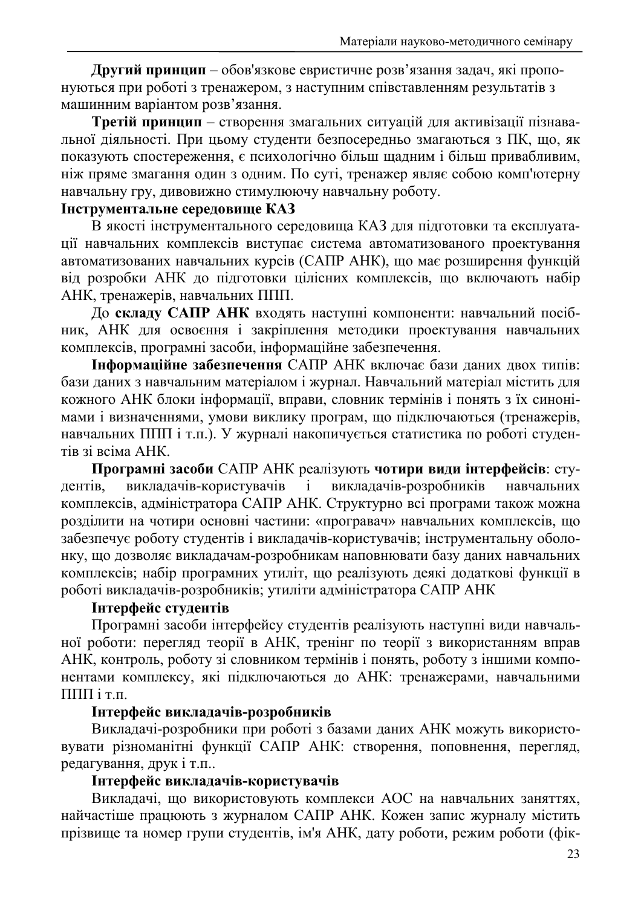**Другий принцип** – обов'язкове евристичне розв’язання задач, які пропонуються при роботі з тренажером, з наступним співставленням результатів з машинним варіантом розв’язання.

**Третій принцип** – створення змагальних ситуацій для активізації пізнавальної діяльності. При цьому студенти безпосередньо змагаються з ПК, що, як показують спостереження, є психологічно більш щадним і більш привабливим, ніж пряме змагання один з одним. По суті, тренажер являє собою комп'ютерну навчальну гру, дивовижно стимулюючу навчальну роботу.

**Інструментальне середовище КАЗ**

В якості інструментального середовища КАЗ для підготовки та експлуатації навчальних комплексів виступає система автоматизованого проектування автоматизованих навчальних курсів (САПР АНК), що має розширення функцій від розробки АНК до підготовки цілісних комплексів, що включають набір АНК, тренажерів, навчальних ППП.

До **складу САПР АНК** входять наступні компоненти: навчальний посібник, АНК для освоєння і закріплення методики проектування навчальних комплексів, програмні засоби, інформаційне забезпечення.

**Інформаційне забезпечення** САПР АНК включає бази даних двох типів: бази даних з навчальним матеріалом і журнал. Навчальний матеріал містить для кожного АНК блоки інформації, вправи, словник термінів і понять з їх синонімами і визначеннями, умови виклику програм, що підключаються (тренажерів, навчальних ППП і т.п.). У журналі накопичується статистика по роботі студентів зі всіма АНК.

**Програмні засоби** САПР АНК реалізують **чотири види інтерфейсів**: студентів, викладачів-користувачів і викладачів-розробників навчальних комплексів, адміністратора САПР АНК. Структурно всі програми також можна розділити на чотири основні частини: «програвач» навчальних комплексів, що забезпечує роботу студентів і викладачів-користувачів; інструментальну оболонку, що дозволяє викладачам-розробникам наповнювати базу даних навчальних комплексів; набір програмних утиліт, що реалізують деякі додаткові функції в роботі викладачів-розробників; утиліти адміністратора САПР АНК

**Інтерфейс студентів**

Програмні засоби інтерфейсу студентів реалізують наступні види навчальної роботи: перегляд теорії в АНК, тренінг по теорії з використанням вправ АНК, контроль, роботу зі словником термінів і понять, роботу з іншими компонентами комплексу, які підключаються до АНК: тренажерами, навчальними ППП і т.п.

**Інтерфейс викладачів-розробників**

Викладачі-розробники при роботі з базами даних АНК можуть використовувати різноманітні функції САПР АНК: створення, поповнення, перегляд, редагування, друк і т.п..

**Інтерфейс викладачів-користувачів**

Викладачі, що використовують комплекси АОС на навчальних заняттях, найчастіше працюють з журналом САПР АНК. Кожен запис журналу містить прізвище та номер групи студентів, ім'я АНК, дату роботи, режим роботи (фік-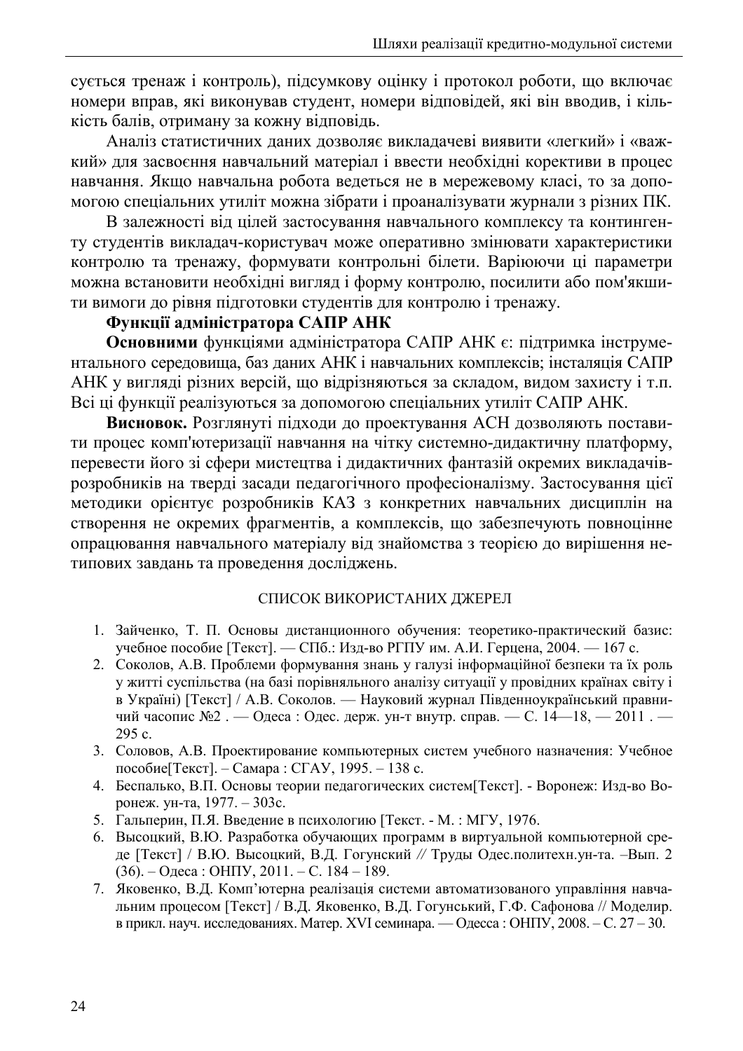сується тренаж і контроль), підсумкову оцінку і протокол роботи, що включає номери вправ, які виконував студент, номери відповідей, які він вводив, і кількість балів, отриману за кожну відповідь.

Аналіз статистичних даних дозволяє викладачеві виявити «легкий» і «важкий» для засвоєння навчальний матеріал і ввести необхідні корективи в процес навчання. Якщо навчальна робота ведеться не в мережевому класі, то за допомогою спеціальних утиліт можна зібрати і проаналізувати журнали з різних ПК.

В залежності від цілей застосування навчального комплексу та контингенту студентів викладач-користувач може оперативно змінювати характеристики контролю та тренажу, формувати контрольні білети. Варіюючи ці параметри можна встановити необхідні вигляд і форму контролю, посилити або пом'якшити вимоги до рівня підготовки студентів для контролю і тренажу.

**Функції адміністратора САПР АНК**

**Основними** функціями адміністратора САПР АНК є: підтримка інструментального середовища, баз даних АНК і навчальних комплексів; інсталяція САПР АНК у вигляді різних версій, що відрізняються за складом, видом захисту і т.п. Всі ці функції реалізуються за допомогою спеціальних утиліт САПР АНК.

**Висновок.** Розглянуті підходи до проектування АСН дозволяють поставити процес комп'ютеризації навчання на чітку системно-дидактичну платформу, перевести його зі сфери мистецтва і дидактичних фантазій окремих викладачів-розробників на тверді засади педагогічного професіоналізму. Застосування цієї методики орієнтує розробників КАЗ з конкретних навчальних дисциплін на створення не окремих фрагментів, а комплексів, що забезпечують повноцінне опрацювання навчального матеріалу від знайомства з теорією до вирішення нетипових завдань та проведення досліджень.

СПИСОК ВИКОРИСТАНИХ ДЖЕРЕЛ

1. Зайченко, Т. П. Основы дистанционного обучения: теоретико-практический базис: учебное пособие [Текст]. — СПб.: Изд-во РГПУ им. А.И. Герцена, 2004. — 167 с.
2. Соколов, А.В. Проблеми формування знань у галузі інформаційної безпеки та їх роль у житті суспільства (на базі порівняльного аналізу ситуації у провідних країнах світу і в Україні) [Текст] / А.В. Соколов. — Науковий журнал Південноукраїнський правничий часопис №2 . — Одеса : Одес. держ. ун-т внутр. справ. — С. 14—18, — 2011 . — 295 с.
3. Соловов, А.В. Проектирование компьютерных систем учебного назначения: Учебное пособие[Текст]. – Самара : СГАУ, 1995. – 138 с.
4. Беспалько, В.П. Основы теории педагогических систем[Текст]. - Воронеж: Изд-во Воронеж. ун-та, 1977. – 303с.
5. Гальперин, П.Я. Введение в психологию [Текст. - М. : МГУ, 1976.
6. Высоцкий, В.Ю. Разработка обучающих программ в виртуальной компьютерной среде [Текст] / В.Ю. Высоцкий, В.Д. Гогунский // Труды Одес.политехн.ун-та. –Вып. 2 (36). – Одеса : ОНПУ, 2011. – С. 184 – 189.
7. Яковенко, В.Д. Комп'ютерна реалізація системи автоматизованого управління навчальним процесом [Текст] / В.Д. Яковенко, В.Д. Гогунський, Г.Ф. Сафонова // Моделир. в прикл. науч. исследованиях. Матер. XVI семинара. — Одесса : ОНПУ, 2008. – С. 27 – 30.